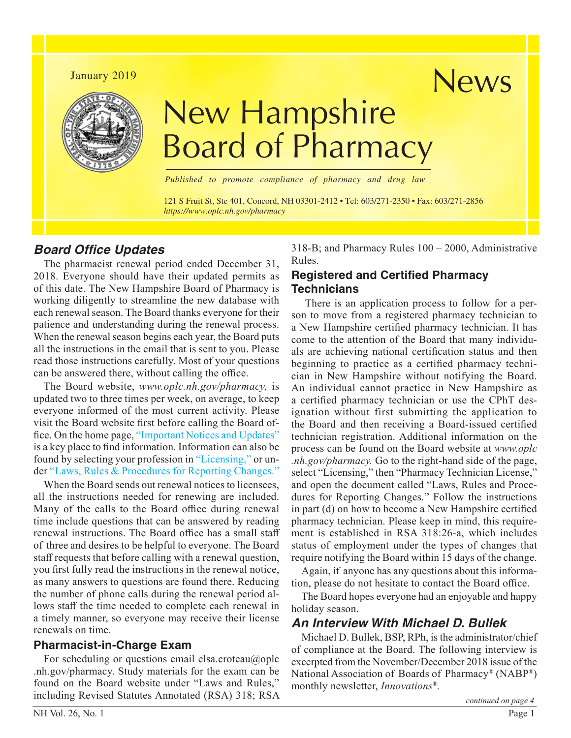January 2019

# New Hampshire Board of Pharmacy News

*Published to promote compliance of pharmacy and drug law*

121 S Fruit St, Ste 401, Concord, NH 03301-2412 • Tel: 603/271-2350 • Fax: 603/271-2856
*https://www.oplc.nh.gov/pharmacy*

## Board Office Updates

The pharmacist renewal period ended December 31, 2018. Everyone should have their updated permits as of this date. The New Hampshire Board of Pharmacy is working diligently to streamline the new database with each renewal season. The Board thanks everyone for their patience and understanding during the renewal process. When the renewal season begins each year, the Board puts all the instructions in the email that is sent to you. Please read those instructions carefully. Most of your questions can be answered there, without calling the office.

The Board website, *www.oplc.nh.gov/pharmacy,* is updated two to three times per week, on average, to keep everyone informed of the most current activity. Please visit the Board website first before calling the Board office. On the home page, "Important Notices and Updates" is a key place to find information. Information can also be found by selecting your profession in "Licensing," or under "Laws, Rules & Procedures for Reporting Changes."

When the Board sends out renewal notices to licensees, all the instructions needed for renewing are included. Many of the calls to the Board office during renewal time include questions that can be answered by reading renewal instructions. The Board office has a small staff of three and desires to be helpful to everyone. The Board staff requests that before calling with a renewal question, you first fully read the instructions in the renewal notice, as many answers to questions are found there. Reducing the number of phone calls during the renewal period allows staff the time needed to complete each renewal in a timely manner, so everyone may receive their license renewals on time.

### Pharmacist-in-Charge Exam

For scheduling or questions email elsa.croteau@oplc.nh.gov/pharmacy. Study materials for the exam can be found on the Board website under "Laws and Rules," including Revised Statutes Annotated (RSA) 318; RSA 318-B; and Pharmacy Rules 100 – 2000, Administrative Rules.

### Registered and Certified Pharmacy Technicians

There is an application process to follow for a person to move from a registered pharmacy technician to a New Hampshire certified pharmacy technician. It has come to the attention of the Board that many individuals are achieving national certification status and then beginning to practice as a certified pharmacy technician in New Hampshire without notifying the Board. An individual cannot practice in New Hampshire as a certified pharmacy technician or use the CPhT designation without first submitting the application to the Board and then receiving a Board-issued certified technician registration. Additional information on the process can be found on the Board website at *www.oplc.nh.gov/pharmacy.* Go to the right-hand side of the page, select "Licensing," then "Pharmacy Technician License," and open the document called "Laws, Rules and Procedures for Reporting Changes." Follow the instructions in part (d) on how to become a New Hampshire certified pharmacy technician. Please keep in mind, this requirement is established in RSA 318:26-a, which includes status of employment under the types of changes that require notifying the Board within 15 days of the change.

Again, if anyone has any questions about this information, please do not hesitate to contact the Board office.

The Board hopes everyone had an enjoyable and happy holiday season.

## An Interview With Michael D. Bullek

Michael D. Bullek, BSP, RPh, is the administrator/chief of compliance at the Board. The following interview is excerpted from the November/December 2018 issue of the National Association of Boards of Pharmacy® (NABP®) monthly newsletter, *Innovations®*.

*continued on page 4*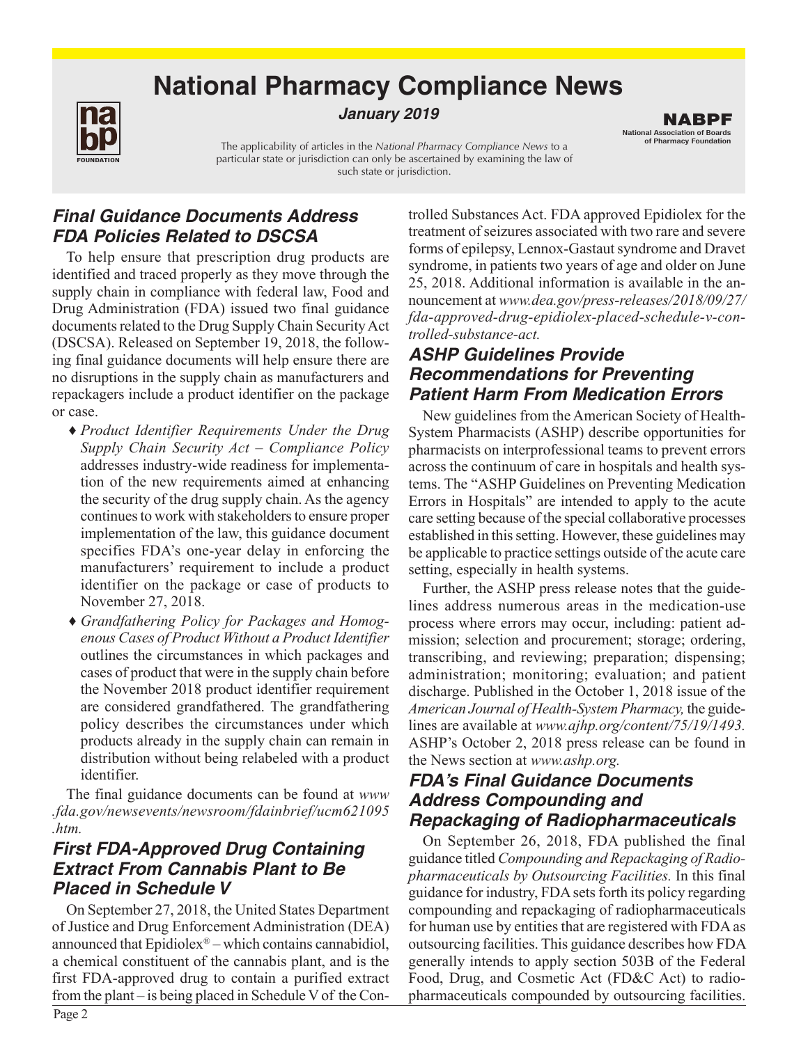# National Pharmacy Compliance News

*January 2019*

NABPF
National Association of Boards of Pharmacy Foundation

The applicability of articles in the *National Pharmacy Compliance News* to a particular state or jurisdiction can only be ascertained by examining the law of such state or jurisdiction.

## *Final Guidance Documents Address FDA Policies Related to DSCSA*

To help ensure that prescription drug products are identified and traced properly as they move through the supply chain in compliance with federal law, Food and Drug Administration (FDA) issued two final guidance documents related to the Drug Supply Chain Security Act (DSCSA). Released on September 19, 2018, the following final guidance documents will help ensure there are no disruptions in the supply chain as manufacturers and repackagers include a product identifier on the package or case.

- *Product Identifier Requirements Under the Drug Supply Chain Security Act – Compliance Policy* addresses industry-wide readiness for implementation of the new requirements aimed at enhancing the security of the drug supply chain. As the agency continues to work with stakeholders to ensure proper implementation of the law, this guidance document specifies FDA's one-year delay in enforcing the manufacturers' requirement to include a product identifier on the package or case of products to November 27, 2018.
- *Grandfathering Policy for Packages and Homogenous Cases of Product Without a Product Identifier* outlines the circumstances in which packages and cases of product that were in the supply chain before the November 2018 product identifier requirement are considered grandfathered. The grandfathering policy describes the circumstances under which products already in the supply chain can remain in distribution without being relabeled with a product identifier.

The final guidance documents can be found at *www.fda.gov/newsevents/newsroom/fdainbrief/ucm621095.htm.*

## *First FDA-Approved Drug Containing Extract From Cannabis Plant to Be Placed in Schedule V*

On September 27, 2018, the United States Department of Justice and Drug Enforcement Administration (DEA) announced that Epidiolex® – which contains cannabidiol, a chemical constituent of the cannabis plant, and is the first FDA-approved drug to contain a purified extract from the plant – is being placed in Schedule V of the Controlled Substances Act. FDA approved Epidiolex for the treatment of seizures associated with two rare and severe forms of epilepsy, Lennox-Gastaut syndrome and Dravet syndrome, in patients two years of age and older on June 25, 2018. Additional information is available in the announcement at *www.dea.gov/press-releases/2018/09/27/fda-approved-drug-epidiolex-placed-schedule-v-controlled-substance-act.*

## *ASHP Guidelines Provide Recommendations for Preventing Patient Harm From Medication Errors*

New guidelines from the American Society of Health-System Pharmacists (ASHP) describe opportunities for pharmacists on interprofessional teams to prevent errors across the continuum of care in hospitals and health systems. The "ASHP Guidelines on Preventing Medication Errors in Hospitals" are intended to apply to the acute care setting because of the special collaborative processes established in this setting. However, these guidelines may be applicable to practice settings outside of the acute care setting, especially in health systems.

Further, the ASHP press release notes that the guidelines address numerous areas in the medication-use process where errors may occur, including: patient admission; selection and procurement; storage; ordering, transcribing, and reviewing; preparation; dispensing; administration; monitoring; evaluation; and patient discharge. Published in the October 1, 2018 issue of the *American Journal of Health-System Pharmacy,* the guidelines are available at *www.ajhp.org/content/75/19/1493.* ASHP's October 2, 2018 press release can be found in the News section at *www.ashp.org.*

## *FDA's Final Guidance Documents Address Compounding and Repackaging of Radiopharmaceuticals*

On September 26, 2018, FDA published the final guidance titled *Compounding and Repackaging of Radiopharmaceuticals by Outsourcing Facilities.* In this final guidance for industry, FDA sets forth its policy regarding compounding and repackaging of radiopharmaceuticals for human use by entities that are registered with FDA as outsourcing facilities. This guidance describes how FDA generally intends to apply section 503B of the Federal Food, Drug, and Cosmetic Act (FD&C Act) to radiopharmaceuticals compounded by outsourcing facilities.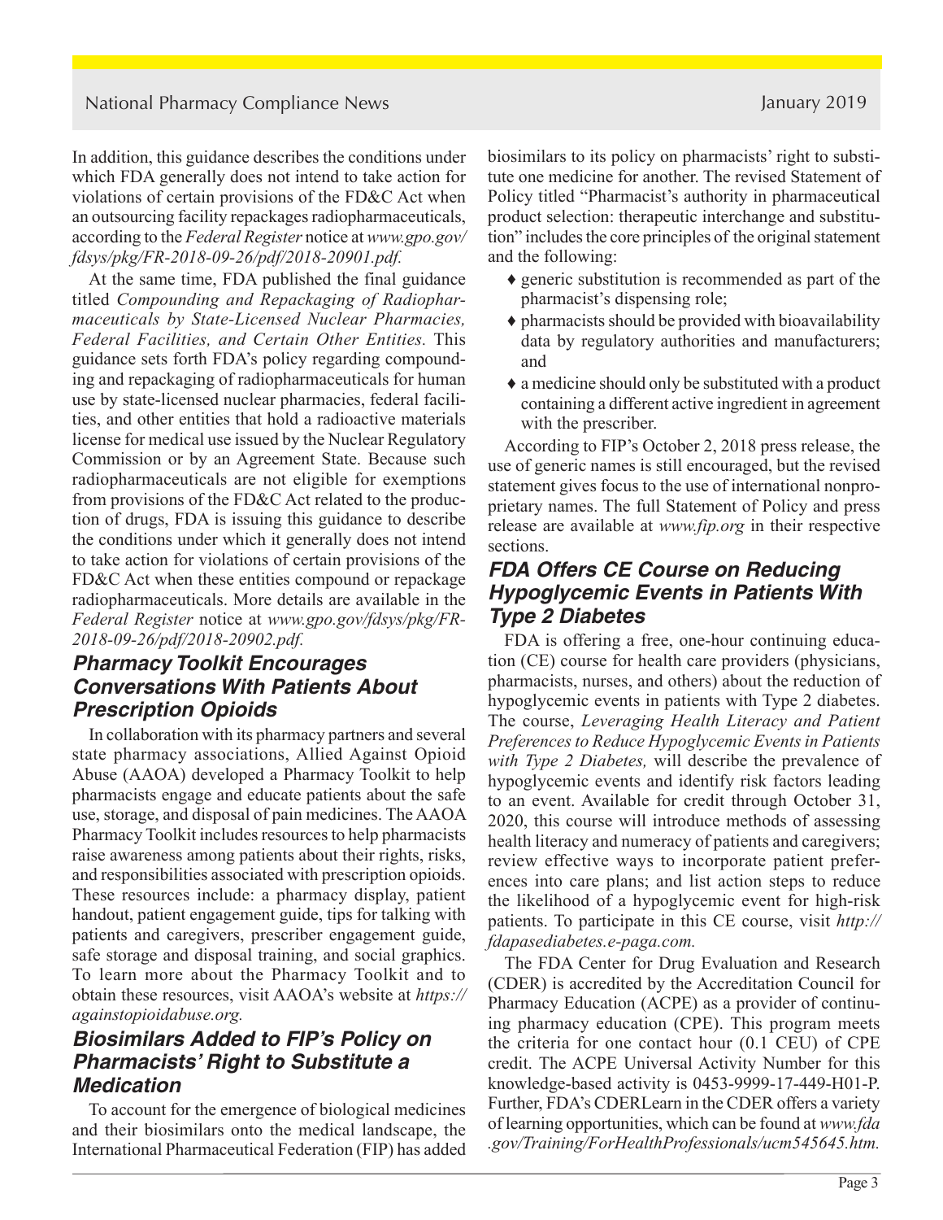In addition, this guidance describes the conditions under which FDA generally does not intend to take action for violations of certain provisions of the FD&C Act when an outsourcing facility repackages radiopharmaceuticals, according to the *Federal Register* notice at *www.gpo.gov/fdsys/pkg/FR-2018-09-26/pdf/2018-20901.pdf.*

At the same time, FDA published the final guidance titled *Compounding and Repackaging of Radiopharmaceuticals by State-Licensed Nuclear Pharmacies, Federal Facilities, and Certain Other Entities.* This guidance sets forth FDA's policy regarding compounding and repackaging of radiopharmaceuticals for human use by state-licensed nuclear pharmacies, federal facilities, and other entities that hold a radioactive materials license for medical use issued by the Nuclear Regulatory Commission or by an Agreement State. Because such radiopharmaceuticals are not eligible for exemptions from provisions of the FD&C Act related to the production of drugs, FDA is issuing this guidance to describe the conditions under which it generally does not intend to take action for violations of certain provisions of the FD&C Act when these entities compound or repackage radiopharmaceuticals. More details are available in the *Federal Register* notice at *www.gpo.gov/fdsys/pkg/FR-2018-09-26/pdf/2018-20902.pdf.*

## Pharmacy Toolkit Encourages Conversations With Patients About Prescription Opioids

In collaboration with its pharmacy partners and several state pharmacy associations, Allied Against Opioid Abuse (AAOA) developed a Pharmacy Toolkit to help pharmacists engage and educate patients about the safe use, storage, and disposal of pain medicines. The AAOA Pharmacy Toolkit includes resources to help pharmacists raise awareness among patients about their rights, risks, and responsibilities associated with prescription opioids. These resources include: a pharmacy display, patient handout, patient engagement guide, tips for talking with patients and caregivers, prescriber engagement guide, safe storage and disposal training, and social graphics. To learn more about the Pharmacy Toolkit and to obtain these resources, visit AAOA's website at *https://againstopioidabuse.org.*

## Biosimilars Added to FIP's Policy on Pharmacists' Right to Substitute a Medication

To account for the emergence of biological medicines and their biosimilars onto the medical landscape, the International Pharmaceutical Federation (FIP) has added biosimilars to its policy on pharmacists' right to substitute one medicine for another. The revised Statement of Policy titled "Pharmacist's authority in pharmaceutical product selection: therapeutic interchange and substitution" includes the core principles of the original statement and the following:

- generic substitution is recommended as part of the pharmacist's dispensing role;
- pharmacists should be provided with bioavailability data by regulatory authorities and manufacturers; and
- a medicine should only be substituted with a product containing a different active ingredient in agreement with the prescriber.

According to FIP's October 2, 2018 press release, the use of generic names is still encouraged, but the revised statement gives focus to the use of international nonproprietary names. The full Statement of Policy and press release are available at *www.fip.org* in their respective sections.

## FDA Offers CE Course on Reducing Hypoglycemic Events in Patients With Type 2 Diabetes

FDA is offering a free, one-hour continuing education (CE) course for health care providers (physicians, pharmacists, nurses, and others) about the reduction of hypoglycemic events in patients with Type 2 diabetes. The course, *Leveraging Health Literacy and Patient Preferences to Reduce Hypoglycemic Events in Patients with Type 2 Diabetes,* will describe the prevalence of hypoglycemic events and identify risk factors leading to an event. Available for credit through October 31, 2020, this course will introduce methods of assessing health literacy and numeracy of patients and caregivers; review effective ways to incorporate patient preferences into care plans; and list action steps to reduce the likelihood of a hypoglycemic event for high-risk patients. To participate in this CE course, visit *http://fdapasediabetes.e-paga.com.*

The FDA Center for Drug Evaluation and Research (CDER) is accredited by the Accreditation Council for Pharmacy Education (ACPE) as a provider of continuing pharmacy education (CPE). This program meets the criteria for one contact hour (0.1 CEU) of CPE credit. The ACPE Universal Activity Number for this knowledge-based activity is 0453-9999-17-449-H01-P. Further, FDA's CDERLearn in the CDER offers a variety of learning opportunities, which can be found at *www.fda.gov/Training/ForHealthProfessionals/ucm545645.htm.*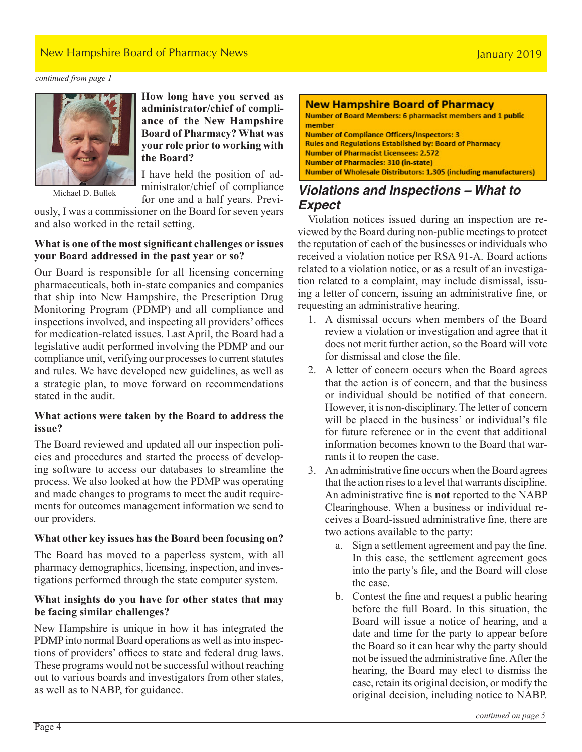*continued from page 1*

Michael D. Bullek

**How long have you served as administrator/chief of compliance of the New Hampshire Board of Pharmacy? What was your role prior to working with the Board?**

I have held the position of administrator/chief of compliance for one and a half years. Previously, I was a commissioner on the Board for seven years and also worked in the retail setting.

**What is one of the most significant challenges or issues your Board addressed in the past year or so?**

Our Board is responsible for all licensing concerning pharmaceuticals, both in-state companies and companies that ship into New Hampshire, the Prescription Drug Monitoring Program (PDMP) and all compliance and inspections involved, and inspecting all providers' offices for medication-related issues. Last April, the Board had a legislative audit performed involving the PDMP and our compliance unit, verifying our processes to current statutes and rules. We have developed new guidelines, as well as a strategic plan, to move forward on recommendations stated in the audit.

**What actions were taken by the Board to address the issue?**

The Board reviewed and updated all our inspection policies and procedures and started the process of developing software to access our databases to streamline the process. We also looked at how the PDMP was operating and made changes to programs to meet the audit requirements for outcomes management information we send to our providers.

**What other key issues has the Board been focusing on?**

The Board has moved to a paperless system, with all pharmacy demographics, licensing, inspection, and investigations performed through the state computer system.

**What insights do you have for other states that may be facing similar challenges?**

New Hampshire is unique in how it has integrated the PDMP into normal Board operations as well as into inspections of providers' offices to state and federal drug laws. These programs would not be successful without reaching out to various boards and investigators from other states, as well as to NABP, for guidance.

**New Hampshire Board of Pharmacy**

**Number of Board Members: 6 pharmacist members and 1 public member**
**Number of Compliance Officers/Inspectors: 3**
**Rules and Regulations Established by: Board of Pharmacy**
**Number of Pharmacist Licensees: 2,572**
**Number of Pharmacies: 310 (in-state)**
**Number of Wholesale Distributors: 1,305 (including manufacturers)**

## *Violations and Inspections – What to Expect*

Violation notices issued during an inspection are reviewed by the Board during non-public meetings to protect the reputation of each of the businesses or individuals who received a violation notice per RSA 91-A. Board actions related to a violation notice, or as a result of an investigation related to a complaint, may include dismissal, issuing a letter of concern, issuing an administrative fine, or requesting an administrative hearing.

1. A dismissal occurs when members of the Board review a violation or investigation and agree that it does not merit further action, so the Board will vote for dismissal and close the file.
2. A letter of concern occurs when the Board agrees that the action is of concern, and that the business or individual should be notified of that concern. However, it is non-disciplinary. The letter of concern will be placed in the business' or individual's file for future reference or in the event that additional information becomes known to the Board that warrants it to reopen the case.
3. An administrative fine occurs when the Board agrees that the action rises to a level that warrants discipline. An administrative fine is **not** reported to the NABP Clearinghouse. When a business or individual receives a Board-issued administrative fine, there are two actions available to the party:
   a. Sign a settlement agreement and pay the fine. In this case, the settlement agreement goes into the party's file, and the Board will close the case.
   b. Contest the fine and request a public hearing before the full Board. In this situation, the Board will issue a notice of hearing, and a date and time for the party to appear before the Board so it can hear why the party should not be issued the administrative fine. After the hearing, the Board may elect to dismiss the case, retain its original decision, or modify the original decision, including notice to NABP.

*continued on page 5*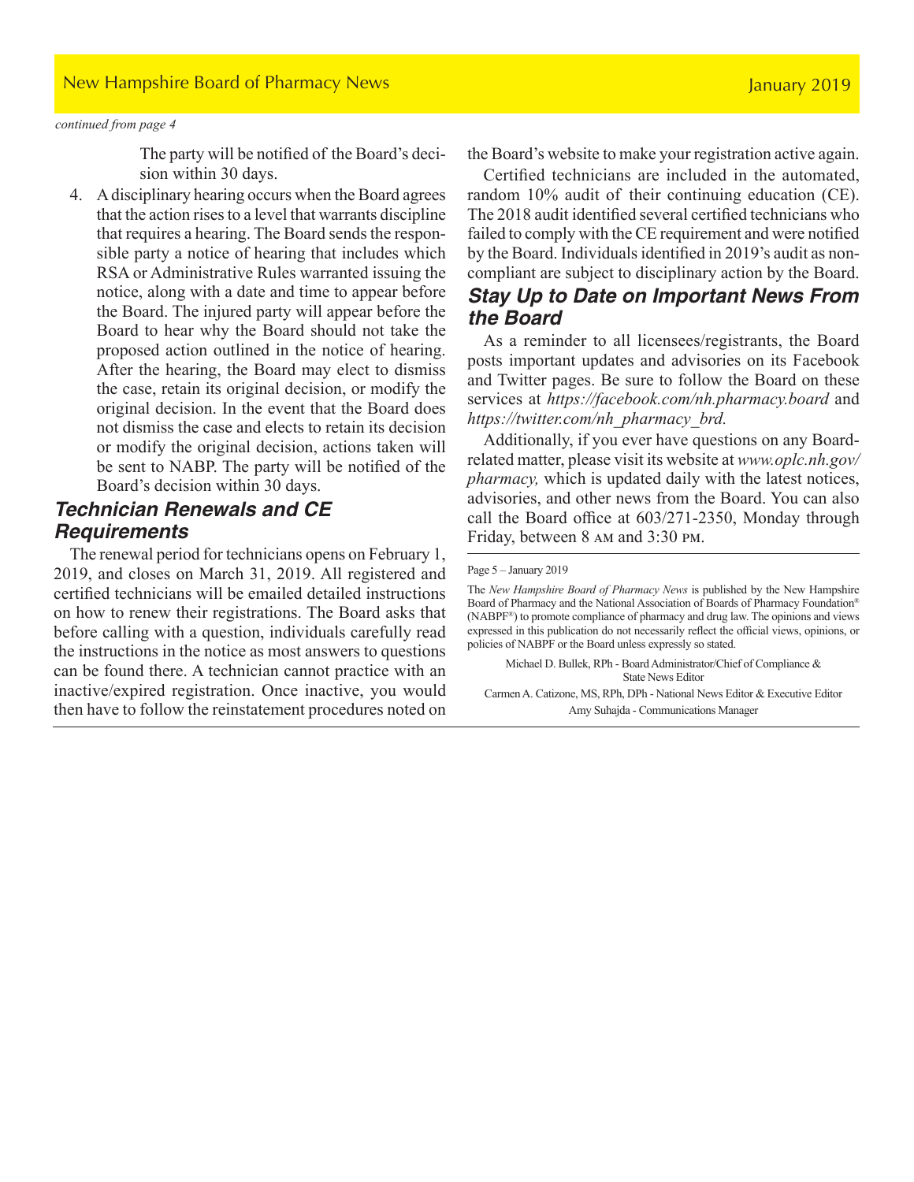*continued from page 4*

The party will be notified of the Board's decision within 30 days.

4. A disciplinary hearing occurs when the Board agrees that the action rises to a level that warrants discipline that requires a hearing. The Board sends the responsible party a notice of hearing that includes which RSA or Administrative Rules warranted issuing the notice, along with a date and time to appear before the Board. The injured party will appear before the Board to hear why the Board should not take the proposed action outlined in the notice of hearing. After the hearing, the Board may elect to dismiss the case, retain its original decision, or modify the original decision. In the event that the Board does not dismiss the case and elects to retain its decision or modify the original decision, actions taken will be sent to NABP. The party will be notified of the Board's decision within 30 days.

## Technician Renewals and CE Requirements

The renewal period for technicians opens on February 1, 2019, and closes on March 31, 2019. All registered and certified technicians will be emailed detailed instructions on how to renew their registrations. The Board asks that before calling with a question, individuals carefully read the instructions in the notice as most answers to questions can be found there. A technician cannot practice with an inactive/expired registration. Once inactive, you would then have to follow the reinstatement procedures noted on the Board's website to make your registration active again.

Certified technicians are included in the automated, random 10% audit of their continuing education (CE). The 2018 audit identified several certified technicians who failed to comply with the CE requirement and were notified by the Board. Individuals identified in 2019's audit as noncompliant are subject to disciplinary action by the Board.

## Stay Up to Date on Important News From the Board

As a reminder to all licensees/registrants, the Board posts important updates and advisories on its Facebook and Twitter pages. Be sure to follow the Board on these services at *https://facebook.com/nh.pharmacy.board* and *https://twitter.com/nh_pharmacy_brd.*

Additionally, if you ever have questions on any Board-related matter, please visit its website at *www.oplc.nh.gov/pharmacy,* which is updated daily with the latest notices, advisories, and other news from the Board. You can also call the Board office at 603/271-2350, Monday through Friday, between 8 AM and 3:30 PM.

---

Page 5 – January 2019

The *New Hampshire Board of Pharmacy News* is published by the New Hampshire Board of Pharmacy and the National Association of Boards of Pharmacy Foundation® (NABPF®) to promote compliance of pharmacy and drug law. The opinions and views expressed in this publication do not necessarily reflect the official views, opinions, or policies of NABPF or the Board unless expressly so stated.

Michael D. Bullek, RPh - Board Administrator/Chief of Compliance & State News Editor

Carmen A. Catizone, MS, RPh, DPh - National News Editor & Executive Editor

Amy Suhajda - Communications Manager